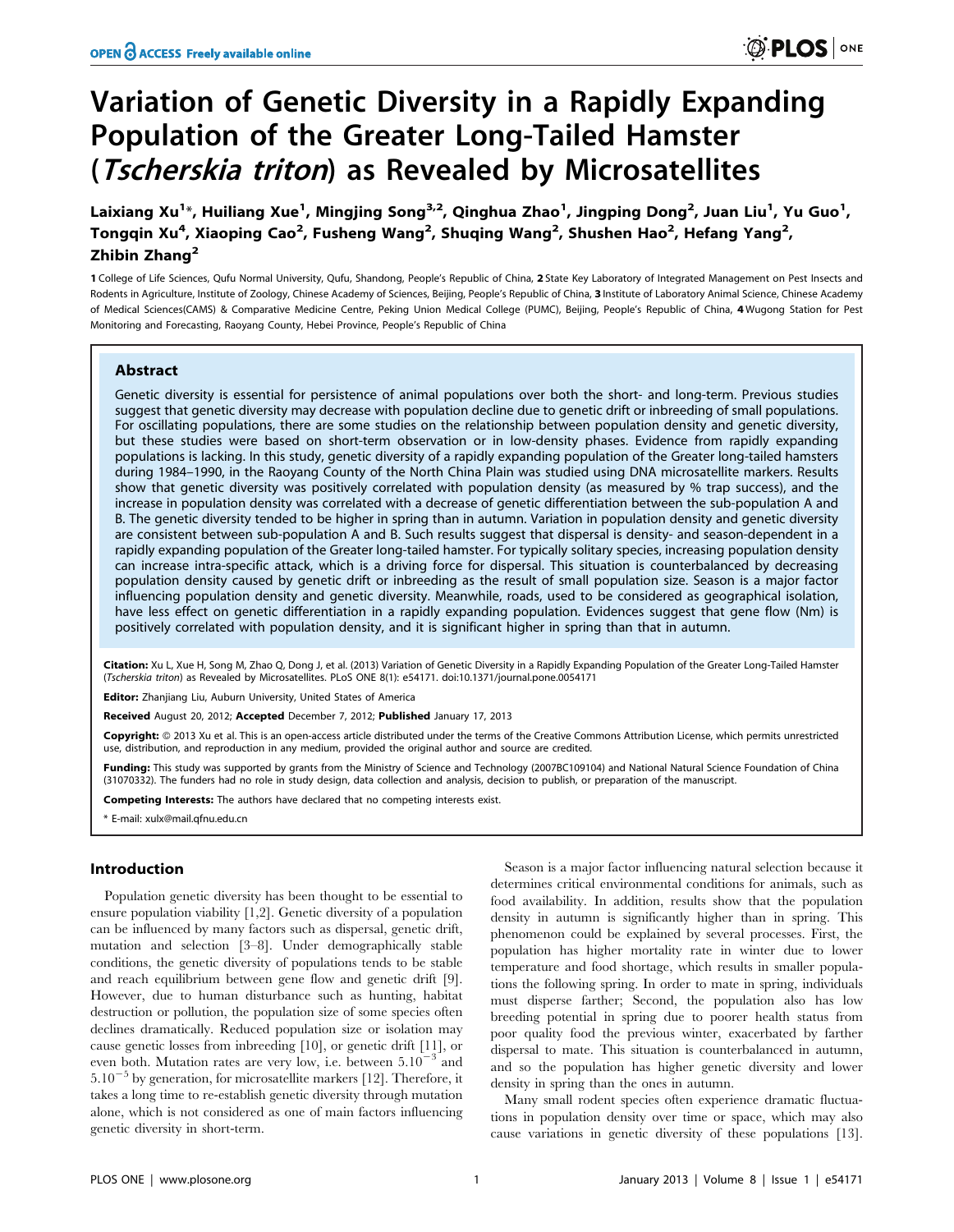# Variation of Genetic Diversity in a Rapidly Expanding Population of the Greater Long-Tailed Hamster (*Tscherskia triton*) as Revealed by Microsatellites

**Laixiang Xu[1]\*, Huiliang Xue[1], Mingjing Song[3,2], Qinghua Zhao[1], Jingping Dong[2], Juan Liu[1], Yu Guo[1], Tongqin Xu[4], Xiaoping Cao[2], Fusheng Wang[2], Shuqing Wang[2], Shushen Hao[2], Hefang Yang[2], Zhibin Zhang[2]**

**1** College of Life Sciences, Qufu Normal University, Qufu, Shandong, People's Republic of China, **2** State Key Laboratory of Integrated Management on Pest Insects and Rodents in Agriculture, Institute of Zoology, Chinese Academy of Sciences, Beijing, People's Republic of China, **3** Institute of Laboratory Animal Science, Chinese Academy of Medical Sciences(CAMS) & Comparative Medicine Centre, Peking Union Medical College (PUMC), Beijing, People's Republic of China, **4** Wugong Station for Pest Monitoring and Forecasting, Raoyang County, Hebei Province, People's Republic of China

## Abstract

Genetic diversity is essential for persistence of animal populations over both the short- and long-term. Previous studies suggest that genetic diversity may decrease with population decline due to genetic drift or inbreeding of small populations. For oscillating populations, there are some studies on the relationship between population density and genetic diversity, but these studies were based on short-term observation or in low-density phases. Evidence from rapidly expanding populations is lacking. In this study, genetic diversity of a rapidly expanding population of the Greater long-tailed hamsters during 1984–1990, in the Raoyang County of the North China Plain was studied using DNA microsatellite markers. Results show that genetic diversity was positively correlated with population density (as measured by % trap success), and the increase in population density was correlated with a decrease of genetic differentiation between the sub-population A and B. The genetic diversity tended to be higher in spring than in autumn. Variation in population density and genetic diversity are consistent between sub-population A and B. Such results suggest that dispersal is density- and season-dependent in a rapidly expanding population of the Greater long-tailed hamster. For typically solitary species, increasing population density can increase intra-specific attack, which is a driving force for dispersal. This situation is counterbalanced by decreasing population density caused by genetic drift or inbreeding as the result of small population size. Season is a major factor influencing population density and genetic diversity. Meanwhile, roads, used to be considered as geographical isolation, have less effect on genetic differentiation in a rapidly expanding population. Evidences suggest that gene flow (Nm) is positively correlated with population density, and it is significant higher in spring than that in autumn.

**Citation:** Xu L, Xue H, Song M, Zhao Q, Dong J, et al. (2013) Variation of Genetic Diversity in a Rapidly Expanding Population of the Greater Long-Tailed Hamster (*Tscherskia triton*) as Revealed by Microsatellites. PLoS ONE 8(1): e54171. doi:10.1371/journal.pone.0054171

**Editor:** Zhanjiang Liu, Auburn University, United States of America

**Received** August 20, 2012; **Accepted** December 7, 2012; **Published** January 17, 2013

**Copyright:** © 2013 Xu et al. This is an open-access article distributed under the terms of the Creative Commons Attribution License, which permits unrestricted use, distribution, and reproduction in any medium, provided the original author and source are credited.

**Funding:** This study was supported by grants from the Ministry of Science and Technology (2007BC109104) and National Natural Science Foundation of China (31070332). The funders had no role in study design, data collection and analysis, decision to publish, or preparation of the manuscript.

**Competing Interests:** The authors have declared that no competing interests exist.

\* E-mail: xulx@mail.qfnu.edu.cn

## Introduction

Population genetic diversity has been thought to be essential to ensure population viability [1,2]. Genetic diversity of a population can be influenced by many factors such as dispersal, genetic drift, mutation and selection [3–8]. Under demographically stable conditions, the genetic diversity of populations tends to be stable and reach equilibrium between gene flow and genetic drift [9]. However, due to human disturbance such as hunting, habitat destruction or pollution, the population size of some species often declines dramatically. Reduced population size or isolation may cause genetic losses from inbreeding [10], or genetic drift [11], or even both. Mutation rates are very low, i.e. between $5.10^{-3}$ and $5.10^{-5}$ by generation, for microsatellite markers [12]. Therefore, it takes a long time to re-establish genetic diversity through mutation alone, which is not considered as one of main factors influencing genetic diversity in short-term.

Season is a major factor influencing natural selection because it determines critical environmental conditions for animals, such as food availability. In addition, results show that the population density in autumn is significantly higher than in spring. This phenomenon could be explained by several processes. First, the population has higher mortality rate in winter due to lower temperature and food shortage, which results in smaller populations the following spring. In order to mate in spring, individuals must disperse farther; Second, the population also has low breeding potential in spring due to poorer health status from poor quality food the previous winter, exacerbated by farther dispersal to mate. This situation is counterbalanced in autumn, and so the population has higher genetic diversity and lower density in spring than the ones in autumn.

Many small rodent species often experience dramatic fluctuations in population density over time or space, which may also cause variations in genetic diversity of these populations [13].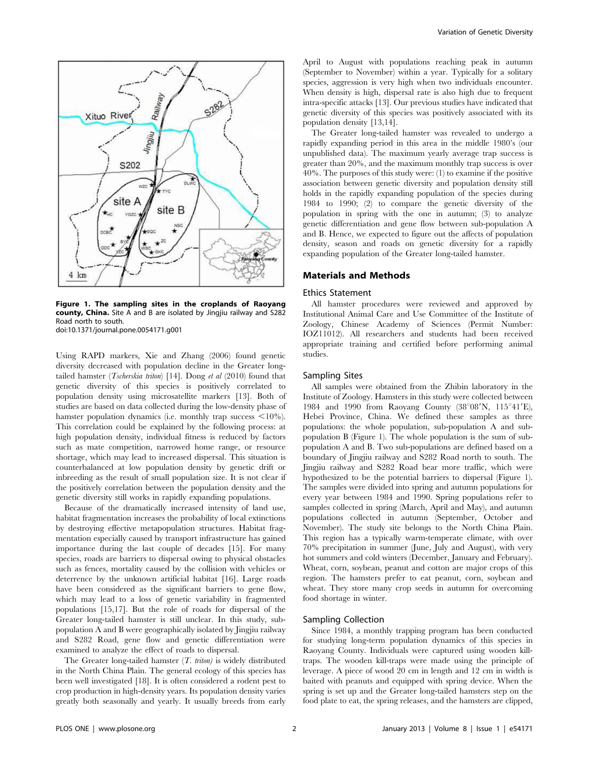**Figure 1. The sampling sites in the croplands of Raoyang county, China.** Site A and B are isolated by Jingjiu railway and S282 Road north to south.
doi:10.1371/journal.pone.0054171.g001

Using RAPD markers, Xie and Zhang (2006) found genetic diversity decreased with population decline in the Greater long-tailed hamster (*Tscherskia triton*) [14]. Dong *et al* (2010) found that genetic diversity of this species is positively correlated to population density using microsatellite markers [13]. Both of studies are based on data collected during the low-density phase of hamster population dynamics (i.e. monthly trap success <10%). This correlation could be explained by the following process: at high population density, individual fitness is reduced by factors such as mate competition, narrowed home range, or resource shortage, which may lead to increased dispersal. This situation is counterbalanced at low population density by genetic drift or inbreeding as the result of small population size. It is not clear if the positively correlation between the population density and the genetic diversity still works in rapidly expanding populations.

Because of the dramatically increased intensity of land use, habitat fragmentation increases the probability of local extinctions by destroying effective metapopulation structures. Habitat fragmentation especially caused by transport infrastructure has gained importance during the last couple of decades [15]. For many species, roads are barriers to dispersal owing to physical obstacles such as fences, mortality caused by the collision with vehicles or deterrence by the unknown artificial habitat [16]. Large roads have been considered as the significant barriers to gene flow, which may lead to a loss of genetic variability in fragmented populations [15,17]. But the role of roads for dispersal of the Greater long-tailed hamster is still unclear. In this study, sub-population A and B were geographically isolated by Jingjiu railway and S282 Road, gene flow and genetic differentiation were examined to analyze the effect of roads to dispersal.

The Greater long-tailed hamster (*T. triton*) is widely distributed in the North China Plain. The general ecology of this species has been well investigated [18]. It is often considered a rodent pest to crop production in high-density years. Its population density varies greatly both seasonally and yearly. It usually breeds from early April to August with populations reaching peak in autumn (September to November) within a year. Typically for a solitary species, aggression is very high when two individuals encounter. When density is high, dispersal rate is also high due to frequent intra-specific attacks [13]. Our previous studies have indicated that genetic diversity of this species was positively associated with its population density [13,14].

The Greater long-tailed hamster was revealed to undergo a rapidly expanding period in this area in the middle 1980's (our unpublished data). The maximum yearly average trap success is greater than 20%, and the maximum monthly trap success is over 40%. The purposes of this study were: (1) to examine if the positive association between genetic diversity and population density still holds in the rapidly expanding population of the species during 1984 to 1990; (2) to compare the genetic diversity of the population in spring with the one in autumn; (3) to analyze genetic differentiation and gene flow between sub-population A and B. Hence, we expected to figure out the affects of population density, season and roads on genetic diversity for a rapidly expanding population of the Greater long-tailed hamster.

## Materials and Methods

### Ethics Statement

All hamster procedures were reviewed and approved by Institutional Animal Care and Use Committee of the Institute of Zoology, Chinese Academy of Sciences (Permit Number: IOZ11012). All researchers and students had been received appropriate training and certified before performing animal studies.

### Sampling Sites

All samples were obtained from the Zhibin laboratory in the Institute of Zoology. Hamsters in this study were collected between 1984 and 1990 from Raoyang County (38°08′N, 115°41′E), Hebei Province, China. We defined these samples as three populations: the whole population, sub-population A and sub-population B (Figure 1). The whole population is the sum of sub-population A and B. Two sub-populations are defined based on a boundary of Jingjiu railway and S282 Road north to south. The Jingjiu railway and S282 Road bear more traffic, which were hypothesized to be the potential barriers to dispersal (Figure 1). The samples were divided into spring and autumn populations for every year between 1984 and 1990. Spring populations refer to samples collected in spring (March, April and May), and autumn populations collected in autumn (September, October and November). The study site belongs to the North China Plain. This region has a typically warm-temperate climate, with over 70% precipitation in summer (June, July and August), with very hot summers and cold winters (December, January and February). Wheat, corn, soybean, peanut and cotton are major crops of this region. The hamsters prefer to eat peanut, corn, soybean and wheat. They store many crop seeds in autumn for overcoming food shortage in winter.

### Sampling Collection

Since 1984, a monthly trapping program has been conducted for studying long-term population dynamics of this species in Raoyang County. Individuals were captured using wooden kill-traps. The wooden kill-traps were made using the principle of leverage. A piece of wood 20 cm in length and 12 cm in width is baited with peanuts and equipped with spring device. When the spring is set up and the Greater long-tailed hamsters step on the food plate to eat, the spring releases, and the hamsters are clipped,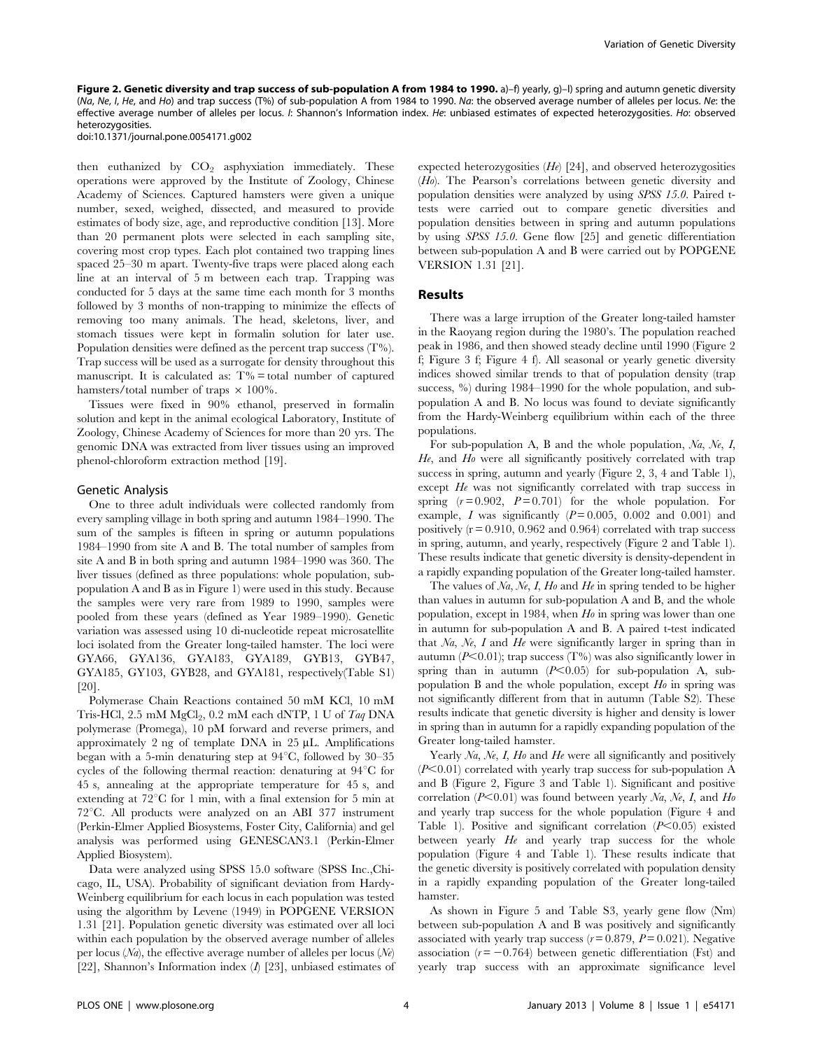**Figure 2. Genetic diversity and trap success of sub-population A from 1984 to 1990.** a)–f) yearly, g)–l) spring and autumn genetic diversity (*Na, Ne, I, He,* and *Ho*) and trap success (T%) of sub-population A from 1984 to 1990. *Na*: the observed average number of alleles per locus. *Ne*: the effective average number of alleles per locus. *I*: Shannon's Information index. *He*: unbiased estimates of expected heterozygosities. *Ho*: observed heterozygosities.
doi:10.1371/journal.pone.0054171.g002

then euthanized by $CO_2$ asphyxiation immediately. These operations were approved by the Institute of Zoology, Chinese Academy of Sciences. Captured hamsters were given a unique number, sexed, weighed, dissected, and measured to provide estimates of body size, age, and reproductive condition [13]. More than 20 permanent plots were selected in each sampling site, covering most crop types. Each plot contained two trapping lines spaced 25–30 m apart. Twenty-five traps were placed along each line at an interval of 5 m between each trap. Trapping was conducted for 5 days at the same time each month for 3 months followed by 3 months of non-trapping to minimize the effects of removing too many animals. The head, skeletons, liver, and stomach tissues were kept in formalin solution for later use. Population densities were defined as the percent trap success (T%). Trap success will be used as a surrogate for density throughout this manuscript. It is calculated as: T% = total number of captured hamsters/total number of traps × 100%.

Tissues were fixed in 90% ethanol, preserved in formalin solution and kept in the animal ecological Laboratory, Institute of Zoology, Chinese Academy of Sciences for more than 20 yrs. The genomic DNA was extracted from liver tissues using an improved phenol-chloroform extraction method [19].

## Genetic Analysis

One to three adult individuals were collected randomly from every sampling village in both spring and autumn 1984–1990. The sum of the samples is fifteen in spring or autumn populations 1984–1990 from site A and B. The total number of samples from site A and B in both spring and autumn 1984–1990 was 360. The liver tissues (defined as three populations: whole population, sub-population A and B as in Figure 1) were used in this study. Because the samples were very rare from 1989 to 1990, samples were pooled from these years (defined as Year 1989–1990). Genetic variation was assessed using 10 di-nucleotide repeat microsatellite loci isolated from the Greater long-tailed hamster. The loci were GYA66, GYA136, GYA183, GYA189, GYB13, GYB47, GYA185, GY103, GYB28, and GYA181, respectively(Table S1) [20].

Polymerase Chain Reactions contained 50 mM KCl, 10 mM Tris-HCl, 2.5 mM $MgCl_2$, 0.2 mM each dNTP, 1 U of *Taq* DNA polymerase (Promega), 10 pM forward and reverse primers, and approximately 2 ng of template DNA in 25 µL. Amplifications began with a 5-min denaturing step at 94°C, followed by 30–35 cycles of the following thermal reaction: denaturing at 94°C for 45 s, annealing at the appropriate temperature for 45 s, and extending at 72°C for 1 min, with a final extension for 5 min at 72°C. All products were analyzed on an ABI 377 instrument (Perkin-Elmer Applied Biosystems, Foster City, California) and gel analysis was performed using GENESCAN3.1 (Perkin-Elmer Applied Biosystem).

Data were analyzed using SPSS 15.0 software (SPSS Inc.,Chicago, IL, USA). Probability of significant deviation from Hardy-Weinberg equilibrium for each locus in each population was tested using the algorithm by Levene (1949) in POPGENE VERSION 1.31 [21]. Population genetic diversity was estimated over all loci within each population by the observed average number of alleles per locus (*Na*), the effective average number of alleles per locus (*Ne*) [22], Shannon's Information index (*I*) [23], unbiased estimates of expected heterozygosities (*He*) [24], and observed heterozygosities (*Ho*). The Pearson's correlations between genetic diversity and population densities were analyzed by using *SPSS 15.0*. Paired t-tests were carried out to compare genetic diversities and population densities between in spring and autumn populations by using *SPSS 15.0*. Gene flow [25] and genetic differentiation between sub-population A and B were carried out by POPGENE VERSION 1.31 [21].

## Results

There was a large irruption of the Greater long-tailed hamster in the Raoyang region during the 1980's. The population reached peak in 1986, and then showed steady decline until 1990 (Figure 2 f; Figure 3 f; Figure 4 f). All seasonal or yearly genetic diversity indices showed similar trends to that of population density (trap success, %) during 1984–1990 for the whole population, and sub-population A and B. No locus was found to deviate significantly from the Hardy-Weinberg equilibrium within each of the three populations.

For sub-population A, B and the whole population, *Na*, *Ne*, *I*, *He*, and *Ho* were all significantly positively correlated with trap success in spring, autumn and yearly (Figure 2, 3, 4 and Table 1), except *He* was not significantly correlated with trap success in spring ($r = 0.902$, $P = 0.701$) for the whole population. For example, *I* was significantly ($P = 0.005$, 0.002 and 0.001) and positively ($r = 0.910$, 0.962 and 0.964) correlated with trap success in spring, autumn, and yearly, respectively (Figure 2 and Table 1). These results indicate that genetic diversity is density-dependent in a rapidly expanding population of the Greater long-tailed hamster.

The values of *Na*, *Ne*, *I*, *Ho* and *He* in spring tended to be higher than values in autumn for sub-population A and B, and the whole population, except in 1984, when *Ho* in spring was lower than one in autumn for sub-population A and B. A paired t-test indicated that *Na*, *Ne*, *I* and *He* were significantly larger in spring than in autumn ($P<0.01$); trap success (T%) was also significantly lower in spring than in autumn ($P<0.05$) for sub-population A, sub-population B and the whole population, except *Ho* in spring was not significantly different from that in autumn (Table S2). These results indicate that genetic diversity is higher and density is lower in spring than in autumn for a rapidly expanding population of the Greater long-tailed hamster.

Yearly *Na*, *Ne*, *I*, *Ho* and *He* were all significantly and positively ($P<0.01$) correlated with yearly trap success for sub-population A and B (Figure 2, Figure 3 and Table 1). Significant and positive correlation ($P<0.01$) was found between yearly *Na*, *Ne*, *I*, and *Ho* and yearly trap success for the whole population (Figure 4 and Table 1). Positive and significant correlation ($P<0.05$) existed between yearly *He* and yearly trap success for the whole population (Figure 4 and Table 1). These results indicate that the genetic diversity is positively correlated with population density in a rapidly expanding population of the Greater long-tailed hamster.

As shown in Figure 5 and Table S3, yearly gene flow (Nm) between sub-population A and B was positively and significantly associated with yearly trap success ($r = 0.879$, $P = 0.021$). Negative association ($r = -0.764$) between genetic differentiation (Fst) and yearly trap success with an approximate significance level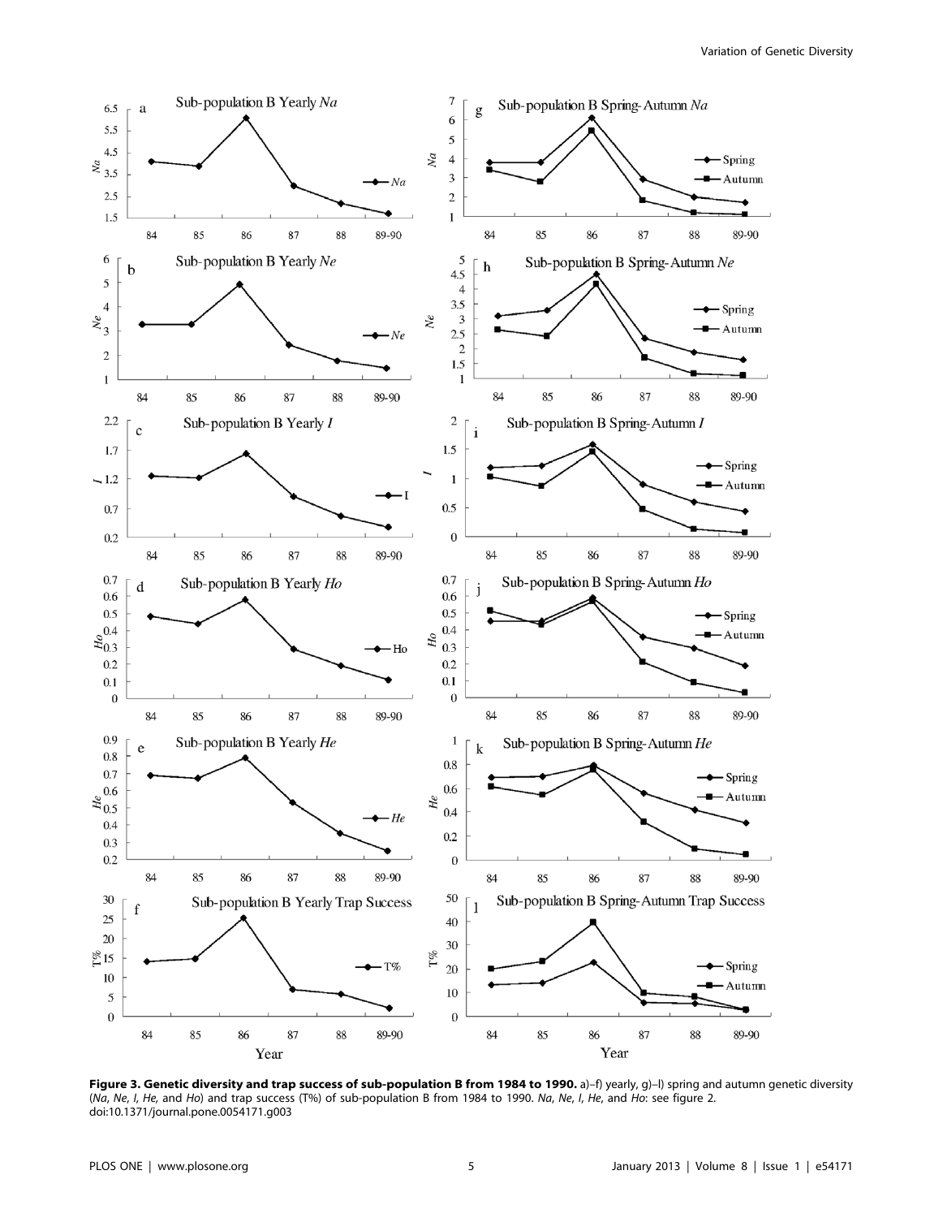**Figure 3. Genetic diversity and trap success of sub-population B from 1984 to 1990.** a)–f) yearly, g)–l) spring and autumn genetic diversity (*Na*, *Ne*, *I*, *He*, and *Ho*) and trap success (T%) of sub-population B from 1984 to 1990. *Na*, *Ne*, *I*, *He*, and *Ho*: see figure 2.
doi:10.1371/journal.pone.0054171.g003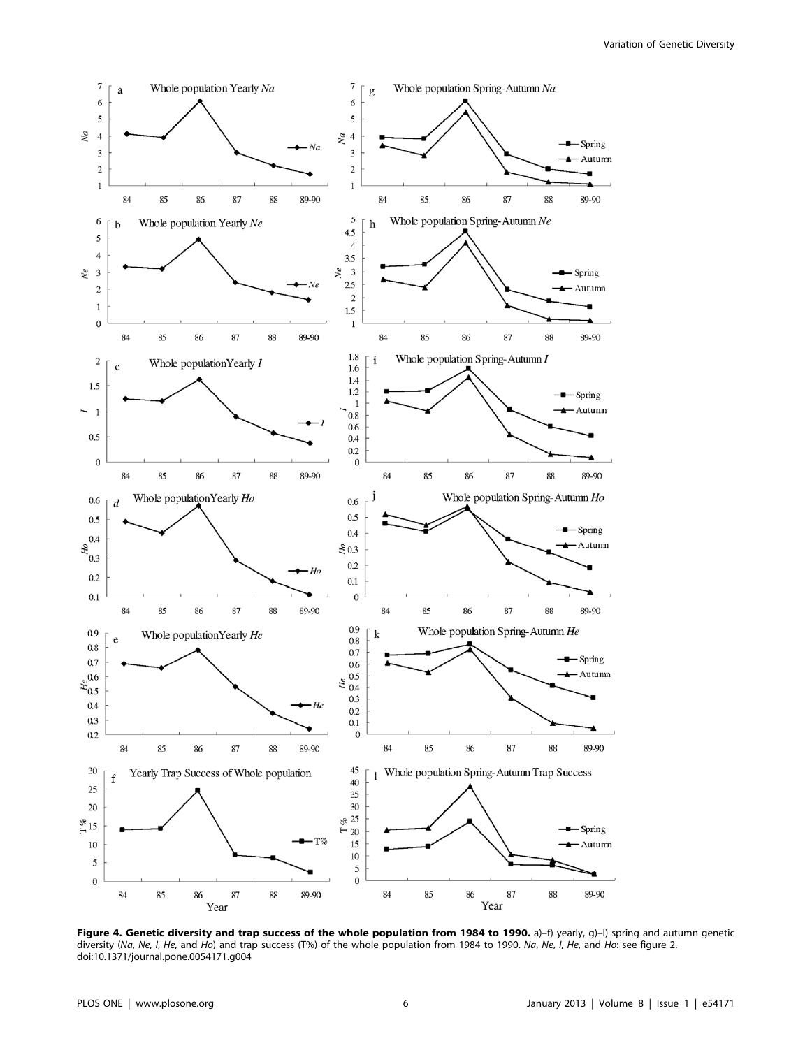**Figure 4. Genetic diversity and trap success of the whole population from 1984 to 1990.** a)–f) yearly, g)–l) spring and autumn genetic diversity (*Na*, *Ne*, *I*, *He*, and *Ho*) and trap success (T%) of the whole population from 1984 to 1990. *Na*, *Ne*, *I*, *He*, and *Ho*: see figure 2.
doi:10.1371/journal.pone.0054171.g004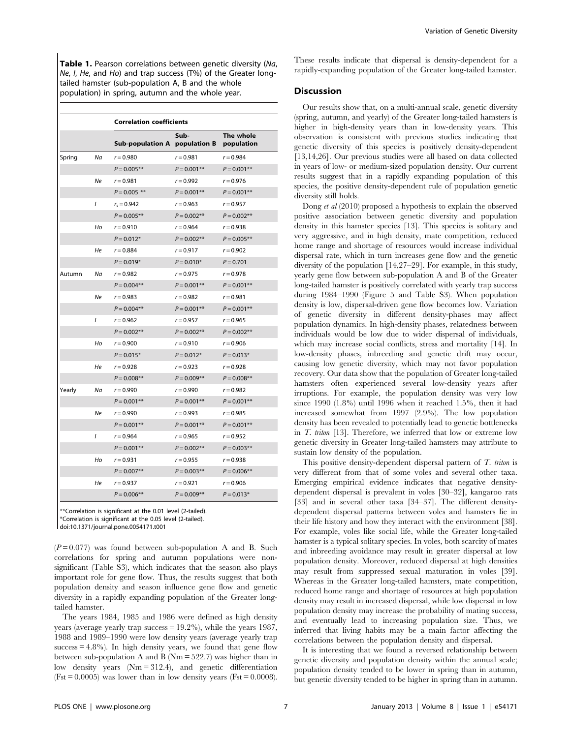**Table 1.** Pearson correlations between genetic diversity (*Na*, *Ne*, *I*, *He*, and *Ho*) and trap success (T%) of the Greater long-tailed hamster (sub-population A, B and the whole population) in spring, autumn and the whole year.

| | | Correlation coefficients | | |
|---|---|---|---|---|
| | | Sub-population A | Sub-population B | The whole population |
| Spring | *Na* | $r = 0.980$ | $r = 0.981$ | $r = 0.984$ |
| | | $P = 0.005$** | $P = 0.001$** | $P = 0.001$** |
| | *Ne* | $r = 0.981$ | $r = 0.992$ | $r = 0.976$ |
| | | $P = 0.005$ ** | $P = 0.001$** | $P = 0.001$** |
| | *I* | $r_s = 0.942$ | $r = 0.963$ | $r = 0.957$ |
| | | $P = 0.005$** | $P = 0.002$** | $P = 0.002$** |
| | *Ho* | $r = 0.910$ | $r = 0.964$ | $r = 0.938$ |
| | | $P = 0.012$* | $P = 0.002$** | $P = 0.005$** |
| | *He* | $r = 0.884$ | $r = 0.917$ | $r = 0.902$ |
| | | $P = 0.019$* | $P = 0.010$* | $P = 0.701$ |
| Autumn | *Na* | $r = 0.982$ | $r = 0.975$ | $r = 0.978$ |
| | | $P = 0.004$** | $P = 0.001$** | $P = 0.001$** |
| | *Ne* | $r = 0.983$ | $r = 0.982$ | $r = 0.981$ |
| | | $P = 0.004$** | $P = 0.001$** | $P = 0.001$** |
| | *I* | $r = 0.962$ | $r = 0.957$ | $r = 0.965$ |
| | | $P = 0.002$** | $P = 0.002$** | $P = 0.002$** |
| | *Ho* | $r = 0.900$ | $r = 0.910$ | $r = 0.906$ |
| | | $P = 0.015$* | $P = 0.012$* | $P = 0.013$* |
| | *He* | $r = 0.928$ | $r = 0.923$ | $r = 0.928$ |
| | | $P = 0.008$** | $P = 0.009$** | $P = 0.008$** |
| Yearly | *Na* | $r = 0.990$ | $r = 0.990$ | $r = 0.982$ |
| | | $P = 0.001$** | $P = 0.001$** | $P = 0.001$** |
| | *Ne* | $r = 0.990$ | $r = 0.993$ | $r = 0.985$ |
| | | $P = 0.001$** | $P = 0.001$** | $P = 0.001$** |
| | *I* | $r = 0.964$ | $r = 0.965$ | $r = 0.952$ |
| | | $P = 0.001$** | $P = 0.002$** | $P = 0.003$** |
| | *Ho* | $r = 0.931$ | $r = 0.955$ | $r = 0.938$ |
| | | $P = 0.007$** | $P = 0.003$** | $P = 0.006$** |
| | *He* | $r = 0.937$ | $r = 0.921$ | $r = 0.906$ |
| | | $P = 0.006$** | $P = 0.009$** | $P = 0.013$* |

**Correlation is significant at the 0.01 level (2-tailed).
*Correlation is significant at the 0.05 level (2-tailed).
doi:10.1371/journal.pone.0054171.t001

($P = 0.077$) was found between sub-population A and B. Such correlations for spring and autumn populations were non-significant (Table S3), which indicates that the season also plays important role for gene flow. Thus, the results suggest that both population density and season influence gene flow and genetic diversity in a rapidly expanding population of the Greater long-tailed hamster.

The years 1984, 1985 and 1986 were defined as high density years (average yearly trap success = 19.2%), while the years 1987, 1988 and 1989–1990 were low density years (average yearly trap success = 4.8%). In high density years, we found that gene flow between sub-population A and B (Nm = 522.7) was higher than in low density years (Nm = 312.4), and genetic differentiation (Fst = 0.0005) was lower than in low density years (Fst = 0.0008). These results indicate that dispersal is density-dependent for a rapidly-expanding population of the Greater long-tailed hamster.

## Discussion

Our results show that, on a multi-annual scale, genetic diversity (spring, autumn, and yearly) of the Greater long-tailed hamsters is higher in high-density years than in low-density years. This observation is consistent with previous studies indicating that genetic diversity of this species is positively density-dependent [13,14,26]. Our previous studies were all based on data collected in years of low- or medium-sized population density. Our current results suggest that in a rapidly expanding population of this species, the positive density-dependent rule of population genetic diversity still holds.

Dong *et al* (2010) proposed a hypothesis to explain the observed positive association between genetic diversity and population density in this hamster species [13]. This species is solitary and very aggressive, and in high density, mate competition, reduced home range and shortage of resources would increase individual dispersal rate, which in turn increases gene flow and the genetic diversity of the population [14,27–29]. For example, in this study, yearly gene flow between sub-population A and B of the Greater long-tailed hamster is positively correlated with yearly trap success during 1984–1990 (Figure 5 and Table S3). When population density is low, dispersal-driven gene flow becomes low. Variation of genetic diversity in different density-phases may affect population dynamics. In high-density phases, relatedness between individuals would be low due to wider dispersal of individuals, which may increase social conflicts, stress and mortality [14]. In low-density phases, inbreeding and genetic drift may occur, causing low genetic diversity, which may not favor population recovery. Our data show that the population of Greater long-tailed hamsters often experienced several low-density years after irruptions. For example, the population density was very low since 1990 (1.8%) until 1996 when it reached 1.5%, then it had increased somewhat from 1997 (2.9%). The low population density has been revealed to potentially lead to genetic bottlenecks in *T. triton* [13]. Therefore, we inferred that low or extreme low genetic diversity in Greater long-tailed hamsters may attribute to sustain low density of the population.

This positive density-dependent dispersal pattern of *T. triton* is very different from that of some voles and several other taxa. Emerging empirical evidence indicates that negative density-dependent dispersal is prevalent in voles [30–32], kangaroo rats [33] and in several other taxa [34–37]. The different density-dependent dispersal patterns between voles and hamsters lie in their life history and how they interact with the environment [38]. For example, voles like social life, while the Greater long-tailed hamster is a typical solitary species. In voles, both scarcity of mates and inbreeding avoidance may result in greater dispersal at low population density. Moreover, reduced dispersal at high densities may result from suppressed sexual maturation in voles [39]. Whereas in the Greater long-tailed hamsters, mate competition, reduced home range and shortage of resources at high population density may result in increased dispersal, while low dispersal in low population density may increase the probability of mating success, and eventually lead to increasing population size. Thus, we inferred that living habits may be a main factor affecting the correlations between the population density and dispersal.

It is interesting that we found a reversed relationship between genetic diversity and population density within the annual scale; population density tended to be lower in spring than in autumn, but genetic diversity tended to be higher in spring than in autumn.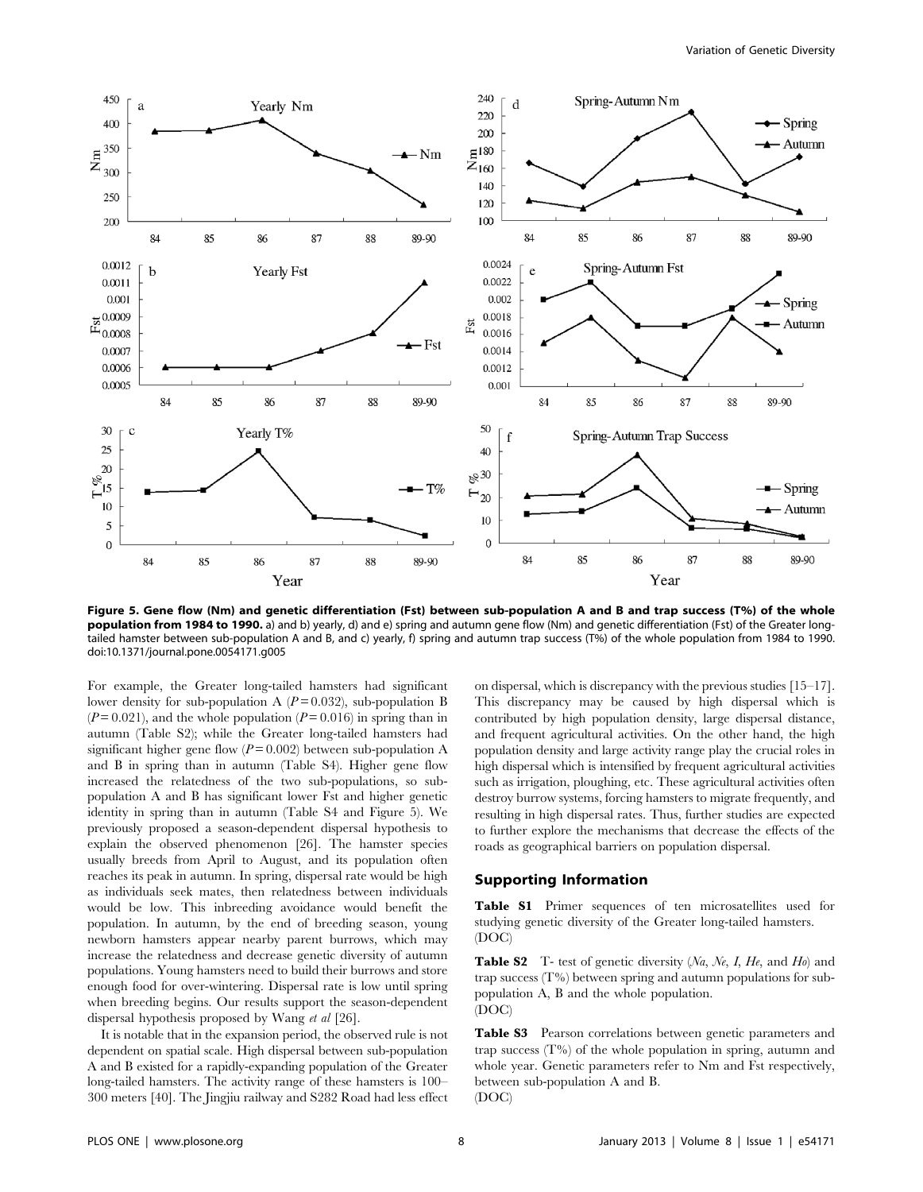**Figure 5. Gene flow (Nm) and genetic differentiation (Fst) between sub-population A and B and trap success (T%) of the whole population from 1984 to 1990.** a) and b) yearly, d) and e) spring and autumn gene flow (Nm) and genetic differentiation (Fst) of the Greater long-tailed hamster between sub-population A and B, and c) yearly, f) spring and autumn trap success (T%) of the whole population from 1984 to 1990. doi:10.1371/journal.pone.0054171.g005

For example, the Greater long-tailed hamsters had significant lower density for sub-population A ($P = 0.032$), sub-population B ($P = 0.021$), and the whole population ($P = 0.016$) in spring than in autumn (Table S2); while the Greater long-tailed hamsters had significant higher gene flow ($P = 0.002$) between sub-population A and B in spring than in autumn (Table S4). Higher gene flow increased the relatedness of the two sub-populations, so sub-population A and B has significant lower Fst and higher genetic identity in spring than in autumn (Table S4 and Figure 5). We previously proposed a season-dependent dispersal hypothesis to explain the observed phenomenon [26]. The hamster species usually breeds from April to August, and its population often reaches its peak in autumn. In spring, dispersal rate would be high as individuals seek mates, then relatedness between individuals would be low. This inbreeding avoidance would benefit the population. In autumn, by the end of breeding season, young newborn hamsters appear nearby parent burrows, which may increase the relatedness and decrease genetic diversity of autumn populations. Young hamsters need to build their burrows and store enough food for over-wintering. Dispersal rate is low until spring when breeding begins. Our results support the season-dependent dispersal hypothesis proposed by Wang *et al* [26].

It is notable that in the expansion period, the observed rule is not dependent on spatial scale. High dispersal between sub-population A and B existed for a rapidly-expanding population of the Greater long-tailed hamsters. The activity range of these hamsters is 100–300 meters [40]. The Jingjiu railway and S282 Road had less effect on dispersal, which is discrepancy with the previous studies [15–17]. This discrepancy may be caused by high dispersal which is contributed by high population density, large dispersal distance, and frequent agricultural activities. On the other hand, the high population density and large activity range play the crucial roles in high dispersal which is intensified by frequent agricultural activities such as irrigation, ploughing, etc. These agricultural activities often destroy burrow systems, forcing hamsters to migrate frequently, and resulting in high dispersal rates. Thus, further studies are expected to further explore the mechanisms that decrease the effects of the roads as geographical barriers on population dispersal.

## Supporting Information

**Table S1** Primer sequences of ten microsatellites used for studying genetic diversity of the Greater long-tailed hamsters. (DOC)

**Table S2** T- test of genetic diversity (*Na*, *Ne*, *I*, *He*, and *Ho*) and trap success (T%) between spring and autumn populations for sub-population A, B and the whole population. (DOC)

**Table S3** Pearson correlations between genetic parameters and trap success (T%) of the whole population in spring, autumn and whole year. Genetic parameters refer to Nm and Fst respectively, between sub-population A and B. (DOC)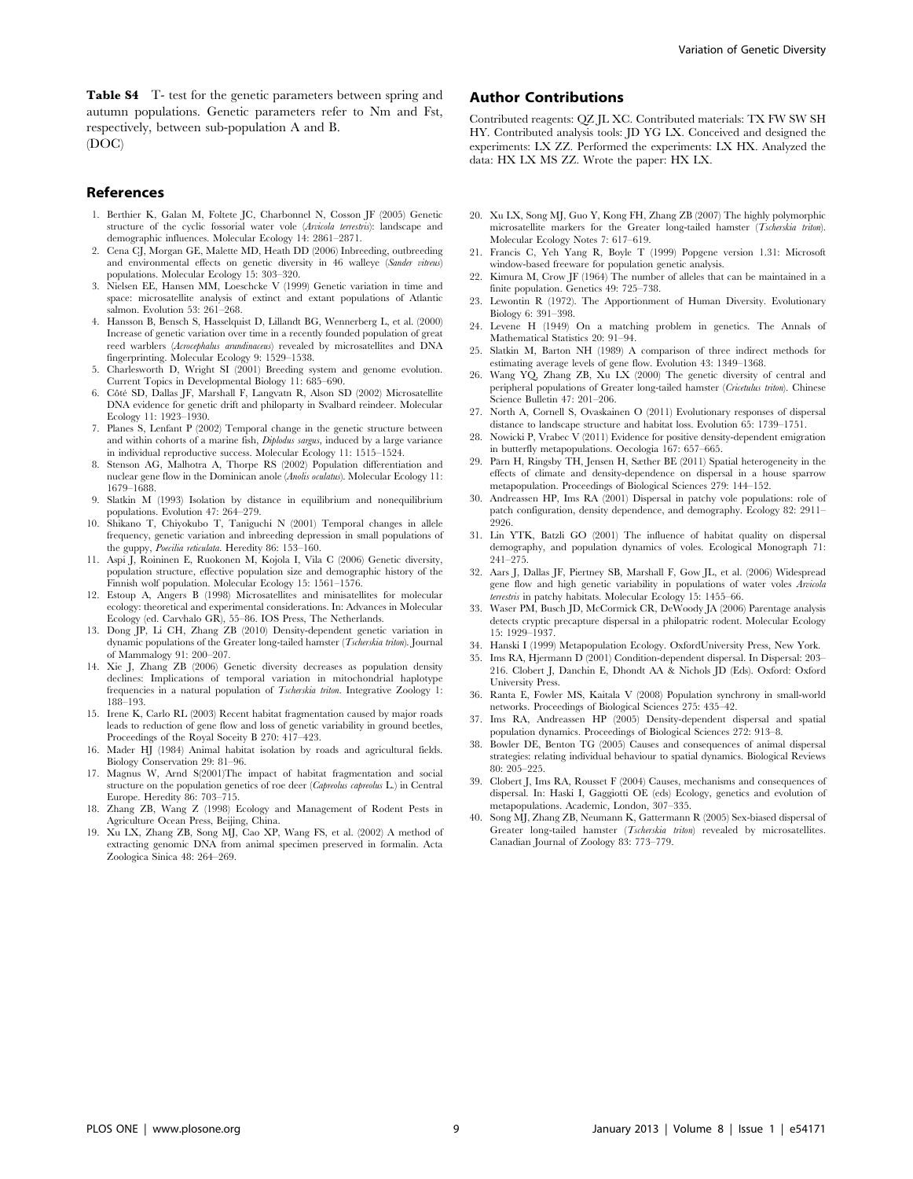**Table S4** T- test for the genetic parameters between spring and autumn populations. Genetic parameters refer to Nm and Fst, respectively, between sub-population A and B.
(DOC)

## Author Contributions

Contributed reagents: QZ JL XC. Contributed materials: TX FW SW SH HY. Contributed analysis tools: JD YG LX. Conceived and designed the experiments: LX ZZ. Performed the experiments: LX HX. Analyzed the data: HX LX MS ZZ. Wrote the paper: HX LX.

## References

1. Berthier K, Galan M, Foltete JC, Charbonnel N, Cosson JF (2005) Genetic structure of the cyclic fossorial water vole (*Arvicola terrestris*): landscape and demographic influences. Molecular Ecology 14: 2861–2871.
2. Cena CJ, Morgan GE, Malette MD, Heath DD (2006) Inbreeding, outbreeding and environmental effects on genetic diversity in 46 walleye (*Sander vitreus*) populations. Molecular Ecology 15: 303–320.
3. Nielsen EE, Hansen MM, Loeschcke V (1999) Genetic variation in time and space: microsatellite analysis of extinct and extant populations of Atlantic salmon. Evolution 53: 261–268.
4. Hansson B, Bensch S, Hasselquist D, Lillandt BG, Wennerberg L, et al. (2000) Increase of genetic variation over time in a recently founded population of great reed warblers (*Acrocephalus arundinaceus*) revealed by microsatellites and DNA fingerprinting. Molecular Ecology 9: 1529–1538.
5. Charlesworth D, Wright SI (2001) Breeding system and genome evolution. Current Topics in Developmental Biology 11: 685–690.
6. Côté SD, Dallas JF, Marshall F, Langvatn R, Alson SD (2002) Microsatellite DNA evidence for genetic drift and philoparty in Svalbard reindeer. Molecular Ecology 11: 1923–1930.
7. Planes S, Lenfant P (2002) Temporal change in the genetic structure between and within cohorts of a marine fish, *Diplodus sargus*, induced by a large variance in individual reproductive success. Molecular Ecology 11: 1515–1524.
8. Stenson AG, Malhotra A, Thorpe RS (2002) Population differentiation and nuclear gene flow in the Dominican anole (*Anolis oculatus*). Molecular Ecology 11: 1679–1688.
9. Slatkin M (1993) Isolation by distance in equilibrium and nonequilibrium populations. Evolution 47: 264–279.
10. Shikano T, Chiyokubo T, Taniguchi N (2001) Temporal changes in allele frequency, genetic variation and inbreeding depression in small populations of the guppy, *Poecilia reticulata*. Heredity 86: 153–160.
11. Aspi J, Roininen E, Ruokonen M, Kojola I, Vila C (2006) Genetic diversity, population structure, effective population size and demographic history of the Finnish wolf population. Molecular Ecology 15: 1561–1576.
12. Estoup A, Angers B (1998) Microsatellites and minisatellites for molecular ecology: theoretical and experimental considerations. In: Advances in Molecular Ecology (ed. Carvhalo GR), 55–86. IOS Press, The Netherlands.
13. Dong JP, Li CH, Zhang ZB (2010) Density-dependent genetic variation in dynamic populations of the Greater long-tailed hamster (*Tscherskia triton*). Journal of Mammalogy 91: 200–207.
14. Xie J, Zhang ZB (2006) Genetic diversity decreases as population density declines: Implications of temporal variation in mitochondrial haplotype frequencies in a natural population of *Tscherskia triton*. Integrative Zoology 1: 188–193.
15. Irene K, Carlo RL (2003) Recent habitat fragmentation caused by major roads leads to reduction of gene flow and loss of genetic variability in ground beetles, Proceedings of the Royal Soceity B 270: 417–423.
16. Mader HJ (1984) Animal habitat isolation by roads and agricultural fields. Biology Conservation 29: 81–96.
17. Magnus W, Arnd S(2001)The impact of habitat fragmentation and social structure on the population genetics of roe deer (*Capreolus capreolus* L.) in Central Europe. Heredity 86: 703–715.
18. Zhang ZB, Wang Z (1998) Ecology and Management of Rodent Pests in Agriculture Ocean Press, Beijing, China.
19. Xu LX, Zhang ZB, Song MJ, Cao XP, Wang FS, et al. (2002) A method of extracting genomic DNA from animal specimen preserved in formalin. Acta Zoologica Sinica 48: 264–269.
20. Xu LX, Song MJ, Guo Y, Kong FH, Zhang ZB (2007) The highly polymorphic microsatellite markers for the Greater long-tailed hamster (*Tscherskia triton*). Molecular Ecology Notes 7: 617–619.
21. Francis C, Yeh Yang R, Boyle T (1999) Popgene version 1.31: Microsoft window-based freeware for population genetic analysis.
22. Kimura M, Crow JF (1964) The number of alleles that can be maintained in a finite population. Genetics 49: 725–738.
23. Lewontin R (1972). The Apportionment of Human Diversity. Evolutionary Biology 6: 391–398.
24. Levene H (1949) On a matching problem in genetics. The Annals of Mathematical Statistics 20: 91–94.
25. Slatkin M, Barton NH (1989) A comparison of three indirect methods for estimating average levels of gene flow. Evolution 43: 1349–1368.
26. Wang YQ, Zhang ZB, Xu LX (2000) The genetic diversity of central and peripheral populations of Greater long-tailed hamster (*Cricetulus triton*). Chinese Science Bulletin 47: 201–206.
27. North A, Cornell S, Ovaskainen O (2011) Evolutionary responses of dispersal distance to landscape structure and habitat loss. Evolution 65: 1739–1751.
28. Nowicki P, Vrabec V (2011) Evidence for positive density-dependent emigration in butterfly metapopulations. Oecologia 167: 657–665.
29. Pärn H, Ringsby TH, Jensen H, Sæther BE (2011) Spatial heterogeneity in the effects of climate and density-dependence on dispersal in a house sparrow metapopulation. Proceedings of Biological Sciences 279: 144–152.
30. Andreassen HP, Ims RA (2001) Dispersal in patchy vole populations: role of patch configuration, density dependence, and demography. Ecology 82: 2911–2926.
31. Lin YTK, Batzli GO (2001) The influence of habitat quality on dispersal demography, and population dynamics of voles. Ecological Monograph 71: 241–275.
32. Aars J, Dallas JF, Piertney SB, Marshall F, Gow JL, et al. (2006) Widespread gene flow and high genetic variability in populations of water voles *Arvicola terrestris* in patchy habitats. Molecular Ecology 15: 1455–66.
33. Waser PM, Busch JD, McCormick CR, DeWoody JA (2006) Parentage analysis detects cryptic precapture dispersal in a philopatric rodent. Molecular Ecology 15: 1929–1937.
34. Hanski I (1999) Metapopulation Ecology. OxfordUniversity Press, New York.
35. Ims RA, Hjermann D (2001) Condition-dependent dispersal. In Dispersal: 203–216. Clobert J, Danchin E, Dhondt AA & Nichols JD (Eds). Oxford: Oxford University Press.
36. Ranta E, Fowler MS, Kaitala V (2008) Population synchrony in small-world networks. Proceedings of Biological Sciences 275: 435–42.
37. Ims RA, Andreassen HP (2005) Density-dependent dispersal and spatial population dynamics. Proceedings of Biological Sciences 272: 913–8.
38. Bowler DE, Benton TG (2005) Causes and consequences of animal dispersal strategies: relating individual behaviour to spatial dynamics. Biological Reviews 80: 205–225.
39. Clobert J, Ims RA, Rousset F (2004) Causes, mechanisms and consequences of dispersal. In: Haski I, Gaggiotti OE (eds) Ecology, genetics and evolution of metapopulations. Academic, London, 307–335.
40. Song MJ, Zhang ZB, Neumann K, Gattermann R (2005) Sex-biased dispersal of Greater long-tailed hamster (*Tscherskia triton*) revealed by microsatellites. Canadian Journal of Zoology 83: 773–779.